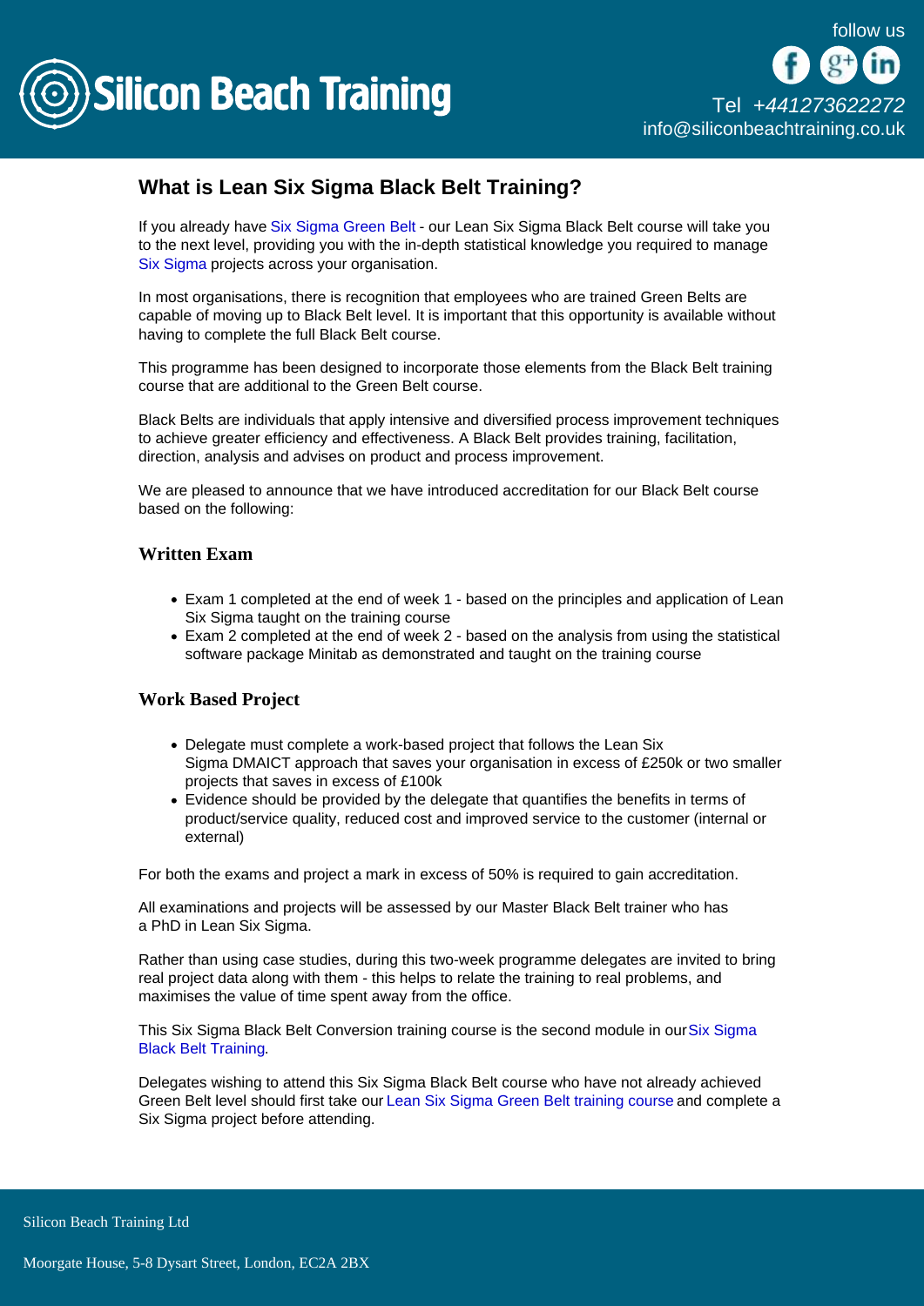# What is Lean Six Sigma Black Belt Training?

If you already have Six Sigma Green Belt - our Lean Six Sigma Black Belt course will take you to the next level, providing you with the in-depth statistical knowledge you required to manage Six Sigma projects across your organisation.

In most organisations, there is recognition that employees who are trained Green Belts are capable of moving up to Black Belt level. It is important that this opportunity is available without having to complete the full Black Belt course.

This programme has been designed to incorporate those elements from the Black Belt training course that are additional to the Green Belt course.

Black Belts are individuals that apply intensive and diversified process improvement techniques to achieve greater efficiency and effectiveness. A Black Belt provides training, facilitation, direction, analysis and advises on product and process improvement.

We are pleased to announce that we have introduced accreditation for our Black Belt course based on the following:

## Written Exam

- Exam 1 completed at the end of week 1 - based on the principles and application of Lean Six Sigma taught on the training course
- Exam 2 completed at the end of week 2 - based on the analysis from using the statistical software package Minitab as demonstrated and taught on the training course

## Work Based Project

- Delegate must complete a work-based project that follows the Lean Six Sigma DMAICT approach that saves your organisation in excess of £250k or two smaller projects that saves in excess of £100k
- Evidence should be provided by the delegate that quantifies the benefits in terms of product/service quality, reduced cost and improved service to the customer (internal or external)

For both the exams and project a mark in excess of 50% is required to gain accreditation.

All examinations and projects will be assessed by our Master Black Belt trainer who has a PhD in Lean Six Sigma.

Rather than using case studies, during this two-week programme delegates are invited to bring real project data along with them - this helps to relate the training to real problems, and maximises the value of time spent away from the office.

This Six Sigma Black Belt Conversion training course is the second module in our Six Sigma Black Belt Training.

Delegates wishing to attend this Six Sigma Black Belt course who have not already achieved Green Belt level should first take our Lean Six Sigma Green Belt training course and complete a Six Sigma project before attending.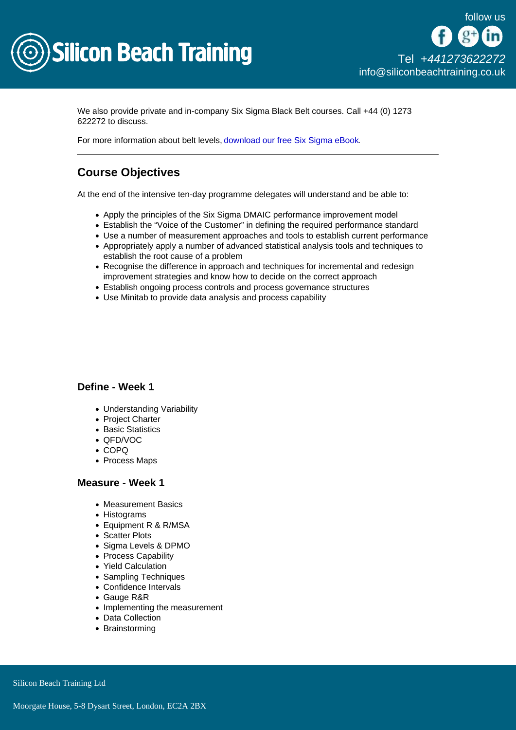We also provide private and in-company Six Sigma Black Belt courses. Call +44 (0) 1273 622272 to discuss.

For more information about belt levels, download our free Six Sigma eBook.

---

## Course Objectives

At the end of the intensive ten-day programme delegates will understand and be able to:

- Apply the principles of the Six Sigma DMAIC performance improvement model
- Establish the "Voice of the Customer" in defining the required performance standard
- Use a number of measurement approaches and tools to establish current performance
- Appropriately apply a number of advanced statistical analysis tools and techniques to establish the root cause of a problem
- Recognise the difference in approach and techniques for incremental and redesign improvement strategies and know how to decide on the correct approach
- Establish ongoing process controls and process governance structures
- Use Minitab to provide data analysis and process capability

### Define - Week 1

- Understanding Variability
- Project Charter
- Basic Statistics
- QFD/VOC
- COPQ
- Process Maps

### Measure - Week 1

- Measurement Basics
- Histograms
- Equipment R & R/MSA
- Scatter Plots
- Sigma Levels & DPMO
- Process Capability
- Yield Calculation
- Sampling Techniques
- Confidence Intervals
- Gauge R&R
- Implementing the measurement
- Data Collection
- Brainstorming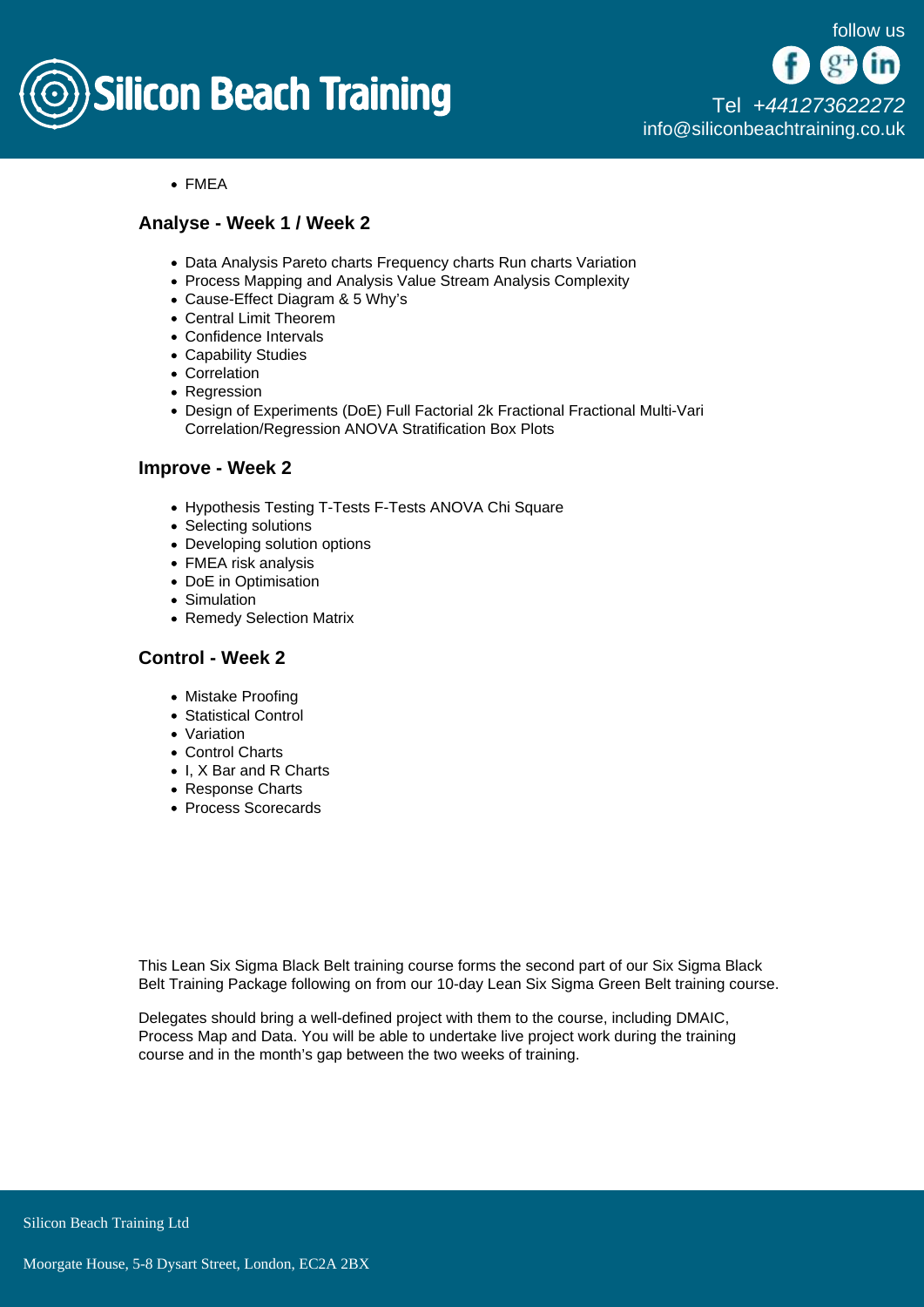- FMEA

### Analyse - Week 1 / Week 2

- Data Analysis Pareto charts Frequency charts Run charts Variation
- Process Mapping and Analysis Value Stream Analysis Complexity
- Cause-Effect Diagram & 5 Why's
- Central Limit Theorem
- Confidence Intervals
- Capability Studies
- Correlation
- Regression
- Design of Experiments (DoE) Full Factorial 2k Fractional Fractional Multi-Vari Correlation/Regression ANOVA Stratification Box Plots

### Improve - Week 2

- Hypothesis Testing T-Tests F-Tests ANOVA Chi Square
- Selecting solutions
- Developing solution options
- FMEA risk analysis
- DoE in Optimisation
- Simulation
- Remedy Selection Matrix

### Control - Week 2

- Mistake Proofing
- Statistical Control
- Variation
- Control Charts
- I, X Bar and R Charts
- Response Charts
- Process Scorecards

This Lean Six Sigma Black Belt training course forms the second part of our Six Sigma Black Belt Training Package following on from our 10-day Lean Six Sigma Green Belt training course.

Delegates should bring a well-defined project with them to the course, including DMAIC, Process Map and Data. You will be able to undertake live project work during the training course and in the month's gap between the two weeks of training.